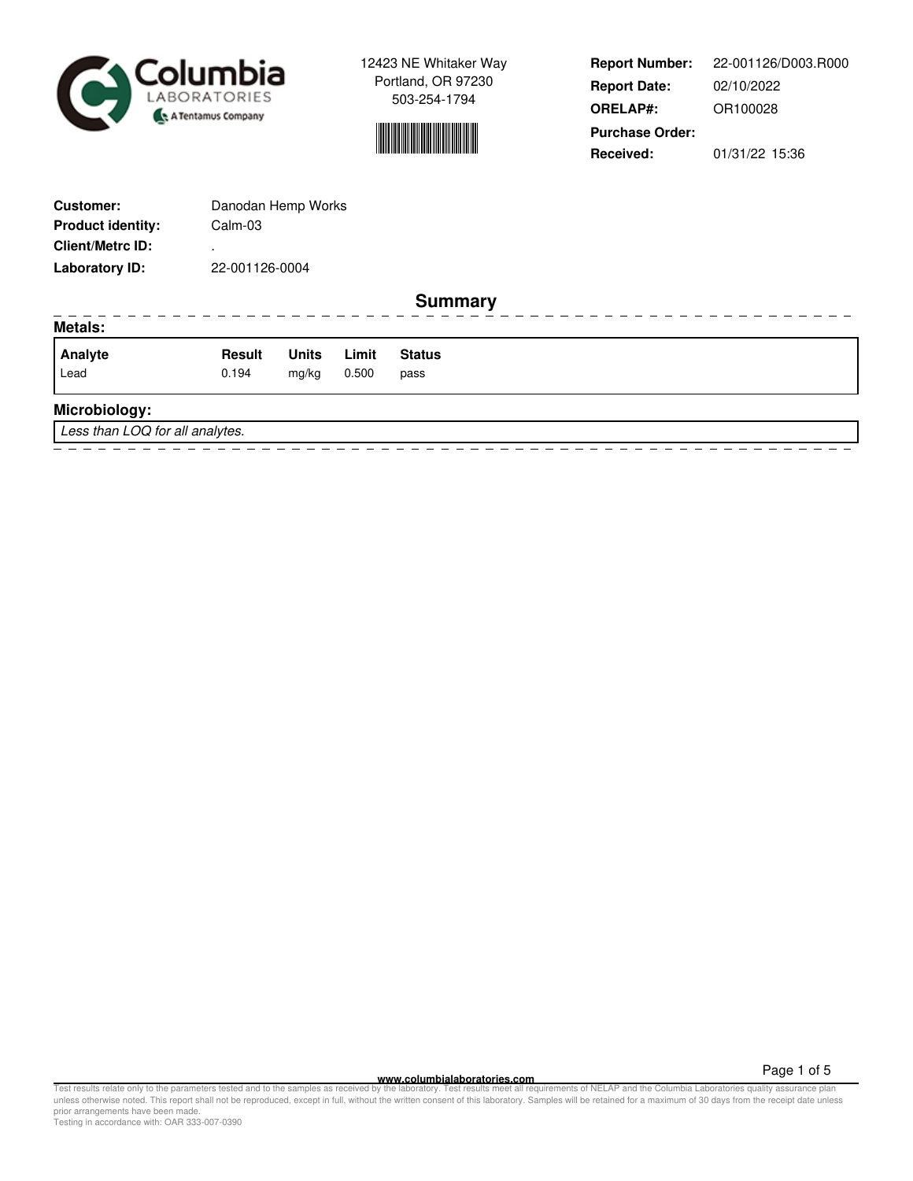Columbia Laboratories
A Tentamus Company

12423 NE Whitaker Way
Portland, OR 97230
503-254-1794

**Report Number:** 22-001126/D003.R000
**Report Date:** 02/10/2022
**ORELAP#:** OR100028
**Purchase Order:**
**Received:** 01/31/22 15:36

**Customer:** Danodan Hemp Works
**Product identity:** Calm-03
**Client/Metrc ID:** .
**Laboratory ID:** 22-001126-0004

## Summary

### Metals:

| Analyte | Result | Units | Limit | Status |
|---|---|---|---|---|
| Lead | 0.194 | mg/kg | 0.500 | pass |

### Microbiology:

*Less than LOQ for all analytes.*

www.columbialaboratories.com

Test results relate only to the parameters tested and to the samples as received by the laboratory. Test results meet all requirements of NELAP and the Columbia Laboratories quality assurance plan unless otherwise noted. This report shall not be reproduced, except in full, without the written consent of this laboratory. Samples will be retained for a maximum of 30 days from the receipt date unless prior arrangements have been made.
Testing in accordance with: OAR 333-007-0390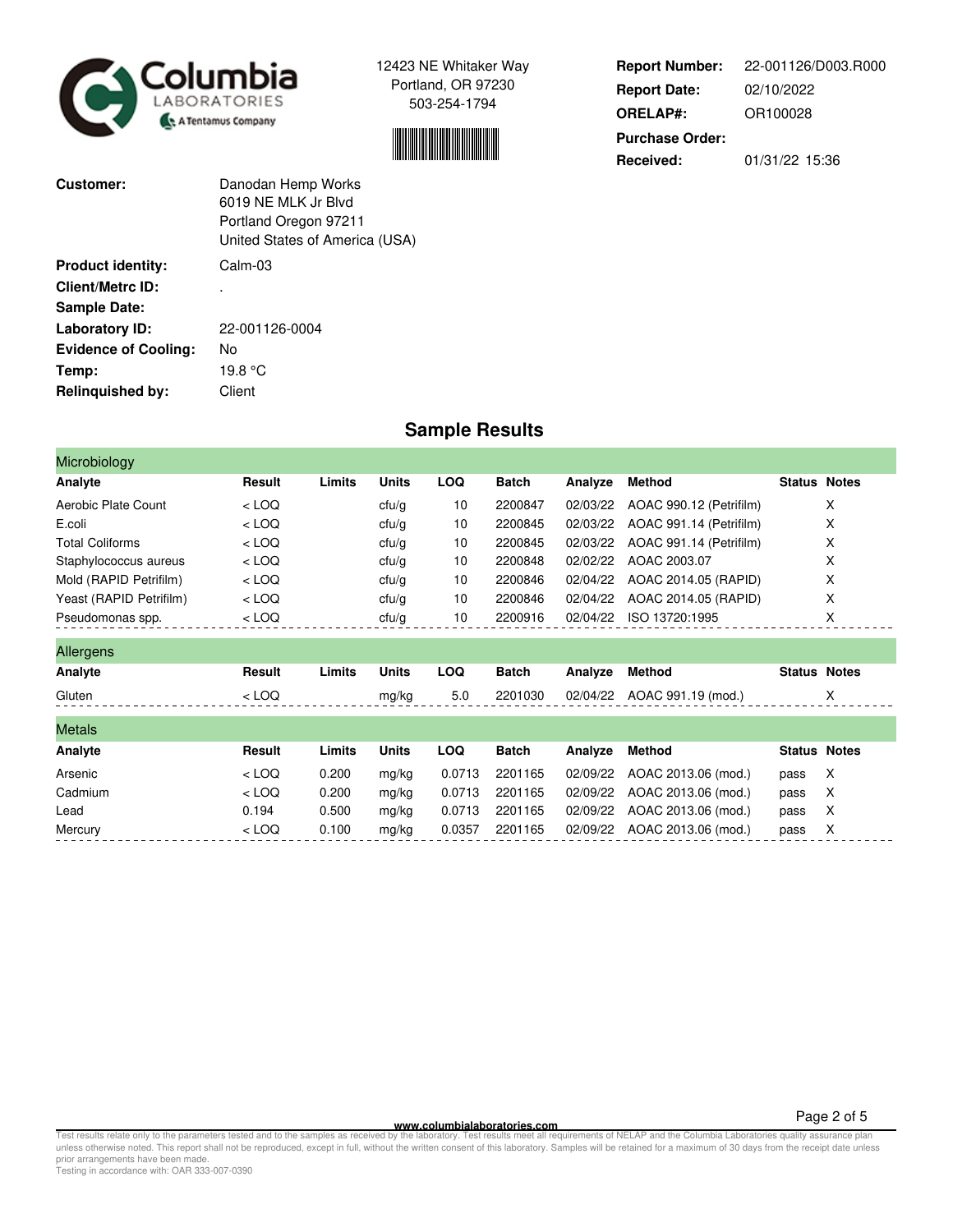Columbia LABORATORIES
A Tentamus Company

12423 NE Whitaker Way
Portland, OR 97230
503-254-1794

**Report Number:** 22-001126/D003.R000
**Report Date:** 02/10/2022
**ORELAP#:** OR100028
**Purchase Order:**
**Received:** 01/31/22 15:36

**Customer:** Danodan Hemp Works
6019 NE MLK Jr Blvd
Portland Oregon 97211
United States of America (USA)

**Product identity:** Calm-03
**Client/Metrc ID:** .
**Sample Date:**
**Laboratory ID:** 22-001126-0004
**Evidence of Cooling:** No
**Temp:** 19.8 °C
**Relinquished by:** Client

## Sample Results

### Microbiology

| Analyte | Result | Limits | Units | LOQ | Batch | Analyze | Method | Status | Notes |
|---|---|---|---|---|---|---|---|---|---|
| Aerobic Plate Count | < LOQ | | cfu/g | 10 | 2200847 | 02/03/22 | AOAC 990.12 (Petrifilm) | | X |
| E.coli | < LOQ | | cfu/g | 10 | 2200845 | 02/03/22 | AOAC 991.14 (Petrifilm) | | X |
| Total Coliforms | < LOQ | | cfu/g | 10 | 2200845 | 02/03/22 | AOAC 991.14 (Petrifilm) | | X |
| Staphylococcus aureus | < LOQ | | cfu/g | 10 | 2200848 | 02/02/22 | AOAC 2003.07 | | X |
| Mold (RAPID Petrifilm) | < LOQ | | cfu/g | 10 | 2200846 | 02/04/22 | AOAC 2014.05 (RAPID) | | X |
| Yeast (RAPID Petrifilm) | < LOQ | | cfu/g | 10 | 2200846 | 02/04/22 | AOAC 2014.05 (RAPID) | | X |
| Pseudomonas spp. | < LOQ | | cfu/g | 10 | 2200916 | 02/04/22 | ISO 13720:1995 | | X |

### Allergens

| Analyte | Result | Limits | Units | LOQ | Batch | Analyze | Method | Status | Notes |
|---|---|---|---|---|---|---|---|---|---|
| Gluten | < LOQ | | mg/kg | 5.0 | 2201030 | 02/04/22 | AOAC 991.19 (mod.) | | X |

### Metals

| Analyte | Result | Limits | Units | LOQ | Batch | Analyze | Method | Status | Notes |
|---|---|---|---|---|---|---|---|---|---|
| Arsenic | < LOQ | 0.200 | mg/kg | 0.0713 | 2201165 | 02/09/22 | AOAC 2013.06 (mod.) | pass | X |
| Cadmium | < LOQ | 0.200 | mg/kg | 0.0713 | 2201165 | 02/09/22 | AOAC 2013.06 (mod.) | pass | X |
| Lead | 0.194 | 0.500 | mg/kg | 0.0713 | 2201165 | 02/09/22 | AOAC 2013.06 (mod.) | pass | X |
| Mercury | < LOQ | 0.100 | mg/kg | 0.0357 | 2201165 | 02/09/22 | AOAC 2013.06 (mod.) | pass | X |

www.columbialaboratories.com

Test results relate only to the parameters tested and to the samples as received by the laboratory. Test results meet all requirements of NELAP and the Columbia Laboratories quality assurance plan unless otherwise noted. This report shall not be reproduced, except in full, without the written consent of this laboratory. Samples will be retained for a maximum of 30 days from the receipt date unless prior arrangements have been made.
Testing in accordance with: OAR 333-007-0390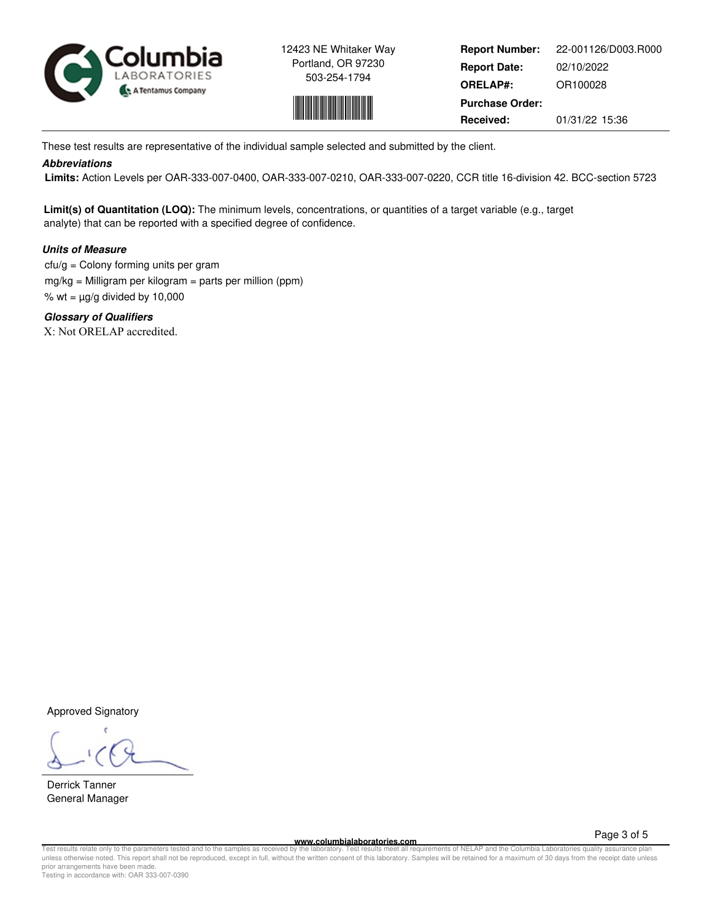12423 NE Whitaker Way
Portland, OR 97230
503-254-1794

**Report Number:** 22-001126/D003.R000
**Report Date:** 02/10/2022
**ORELAP#:** OR100028
**Purchase Order:**
**Received:** 01/31/22 15:36

These test results are representative of the individual sample selected and submitted by the client.

***Abbreviations***

**Limits:** Action Levels per OAR-333-007-0400, OAR-333-007-0210, OAR-333-007-0220, CCR title 16-division 42. BCC-section 5723

**Limit(s) of Quantitation (LOQ):** The minimum levels, concentrations, or quantities of a target variable (e.g., target analyte) that can be reported with a specified degree of confidence.

***Units of Measure***

cfu/g = Colony forming units per gram
mg/kg = Milligram per kilogram = parts per million (ppm)
% wt = µg/g divided by 10,000

***Glossary of Qualifiers***

X: Not ORELAP accredited.

Approved Signatory

Derrick Tanner
General Manager

www.columbialaboratories.com

Test results relate only to the parameters tested and to the samples as received by the laboratory. Test results meet all requirements of NELAP and the Columbia Laboratories quality assurance plan unless otherwise noted. This report shall not be reproduced, except in full, without the written consent of this laboratory. Samples will be retained for a maximum of 30 days from the receipt date unless prior arrangements have been made.
Testing in accordance with: OAR 333-007-0390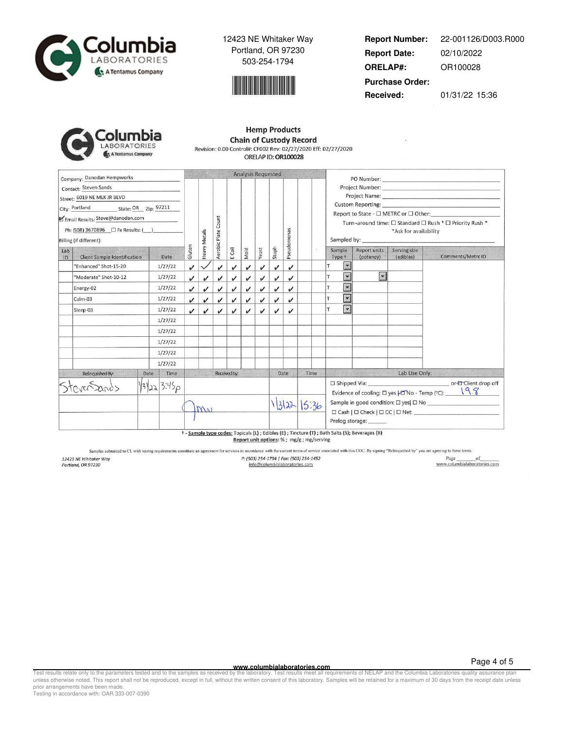12423 NE Whitaker Way
Portland, OR 97230
503-254-1794

**Report Number:** 22-001126/D003.R000
**Report Date:** 02/10/2022
**ORELAP#:** OR100028
**Purchase Order:**
**Received:** 01/31/22 15:36

## Hemp Products
## Chain of Custody Record

Revision: 0.00 Control#: CF002 Rev: 02/27/2020 Eff: 02/27/2020
ORELAP ID: **OR100028**

Company: Danodan Hempworks
Contact: Steven Sands
Street: 6019 NE MLK JR BLVD
City: Portland State: OR Zip: 97211
☑ Email Results: Steve@danodan.com
Ph: (508) 3670896 ☐ Fx Results: (___)
Billing (if different):

PO Number:
Project Number:
Project Name:
Custom Reporting:
Report to State - ☐ METRC or ☐ Other:
Turn-around time: ☐ Standard ☐ Rush * ☐ Priority Rush *
*Ask for availability
Sampled by:

| Lab ID | Client Sample Identification | Date | Gluten | Heavy Metals | Aerobic Plate Count | E Coli | Mold | Yeast | Staph | Pseudomonas | | | Sample Type † | Report units (potency) | Serving size (edibles) | Comments/Metrc ID |
|---|---|---|---|---|---|---|---|---|---|---|---|---|---|---|---|---|
| | "Enhanced" Shot-15-20 | 1/27/22 | ✓ | ✓ | ✓ | ✓ | ✓ | ✓ | ✓ | ✓ | | | T | | | |
| | "Moderate" Shot-10-12 | 1/27/22 | ✓ | ✓ | ✓ | ✓ | ✓ | ✓ | ✓ | ✓ | | | T | | | |
| | Energy-02 | 1/27/22 | ✓ | ✓ | ✓ | ✓ | ✓ | ✓ | ✓ | ✓ | | | T | | | |
| | Calm-03 | 1/27/22 | ✓ | ✓ | ✓ | ✓ | ✓ | ✓ | ✓ | ✓ | | | T | | | |
| | Sleep-03 | 1/27/22 | ✓ | ✓ | ✓ | ✓ | ✓ | ✓ | ✓ | ✓ | | | T | | | |
| | | 1/27/22 | | | | | | | | | | | | | | |
| | | 1/27/22 | | | | | | | | | | | | | | |
| | | 1/27/22 | | | | | | | | | | | | | | |
| | | 1/27/22 | | | | | | | | | | | | | | |
| | | 1/27/22 | | | | | | | | | | | | | | |

| Relinquished By: | Date | Time | Received by: | Date | Time |
|---|---|---|---|---|---|
| Steven Sands | 1/31/22 | 3:45p | | | |
| | | | Jmu | 1/31/22 | 15:36 |

**Lab Use Only:**
☐ Shipped Via: __________ or ☑ Client drop off
Evidence of cooling: ☐ yes ☑ No - Temp (°C): 19.8
Sample in good condition: ☐ yes ☐ No
☐ Cash | ☐ Check | ☐ CC | ☐ Net:
Prelog storage:

† - **Sample type codes:** Topicals (L) ; Edibles (E) ; Tincture (T) ; Bath Salts (S); Beverages (B)
**Report unit options:** % ; mg/g ; mg/serving

Samples submitted to CL with testing requirements constitute an agreement for services in accordance with the current terms of service associated with this COC. By signing "Relinquished by" you are agreeing to these terms.

12423 NE Whitaker Way
Portland, OR 97230

P: (503) 254-1794 | Fax: (503) 254-1452
info@columbialaboratories.com

www.columbialaboratories.com

Test results relate only to the parameters tested and to the samples as received by the laboratory. Test results meet all requirements of NELAP and the Columbia Laboratories quality assurance plan unless otherwise noted. This report shall not be reproduced, except in full, without the written consent of this laboratory. Samples will be retained for a maximum of 30 days from the receipt date unless prior arrangements have been made.
Testing in accordance with: OAR 333-007-0390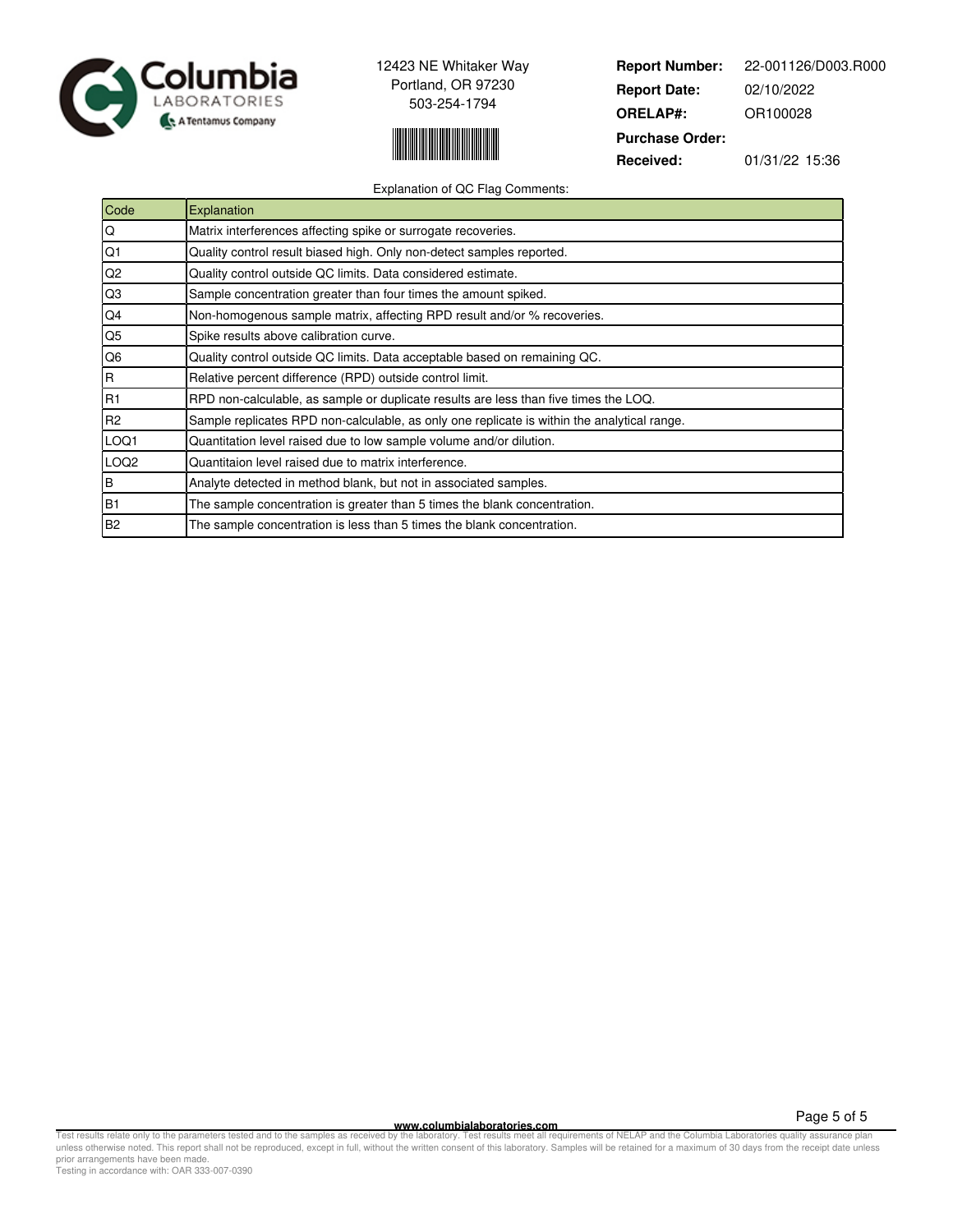12423 NE Whitaker Way
Portland, OR 97230
503-254-1794

**Report Number:** 22-001126/D003.R000
**Report Date:** 02/10/2022
**ORELAP#:** OR100028
**Purchase Order:**
**Received:** 01/31/22 15:36

Explanation of QC Flag Comments:

| Code | Explanation |
|---|---|
| Q | Matrix interferences affecting spike or surrogate recoveries. |
| Q1 | Quality control result biased high. Only non-detect samples reported. |
| Q2 | Quality control outside QC limits. Data considered estimate. |
| Q3 | Sample concentration greater than four times the amount spiked. |
| Q4 | Non-homogenous sample matrix, affecting RPD result and/or % recoveries. |
| Q5 | Spike results above calibration curve. |
| Q6 | Quality control outside QC limits. Data acceptable based on remaining QC. |
| R | Relative percent difference (RPD) outside control limit. |
| R1 | RPD non-calculable, as sample or duplicate results are less than five times the LOQ. |
| R2 | Sample replicates RPD non-calculable, as only one replicate is within the analytical range. |
| LOQ1 | Quantitation level raised due to low sample volume and/or dilution. |
| LOQ2 | Quantitaion level raised due to matrix interference. |
| B | Analyte detected in method blank, but not in associated samples. |
| B1 | The sample concentration is greater than 5 times the blank concentration. |
| B2 | The sample concentration is less than 5 times the blank concentration. |

www.columbialaboratories.com

Test results relate only to the parameters tested and to the samples as received by the laboratory. Test results meet all requirements of NELAP and the Columbia Laboratories quality assurance plan unless otherwise noted. This report shall not be reproduced, except in full, without the written consent of this laboratory. Samples will be retained for a maximum of 30 days from the receipt date unless prior arrangements have been made.
Testing in accordance with: OAR 333-007-0390